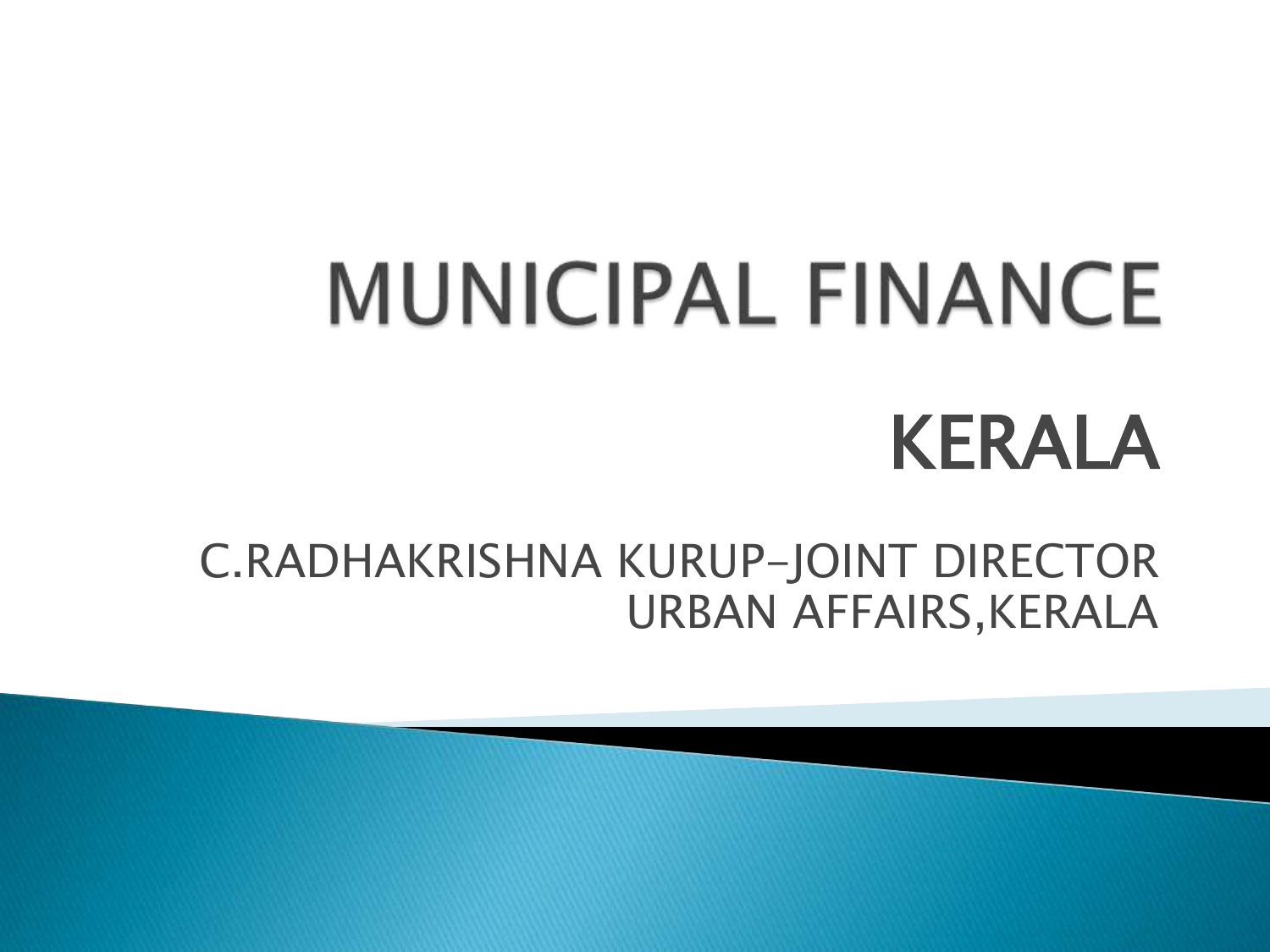# MUNICIPAL FINANCE

## KERALA

C.RADHAKRISHNA KURUP-JOINT DIRECTOR
URBAN AFFAIRS,KERALA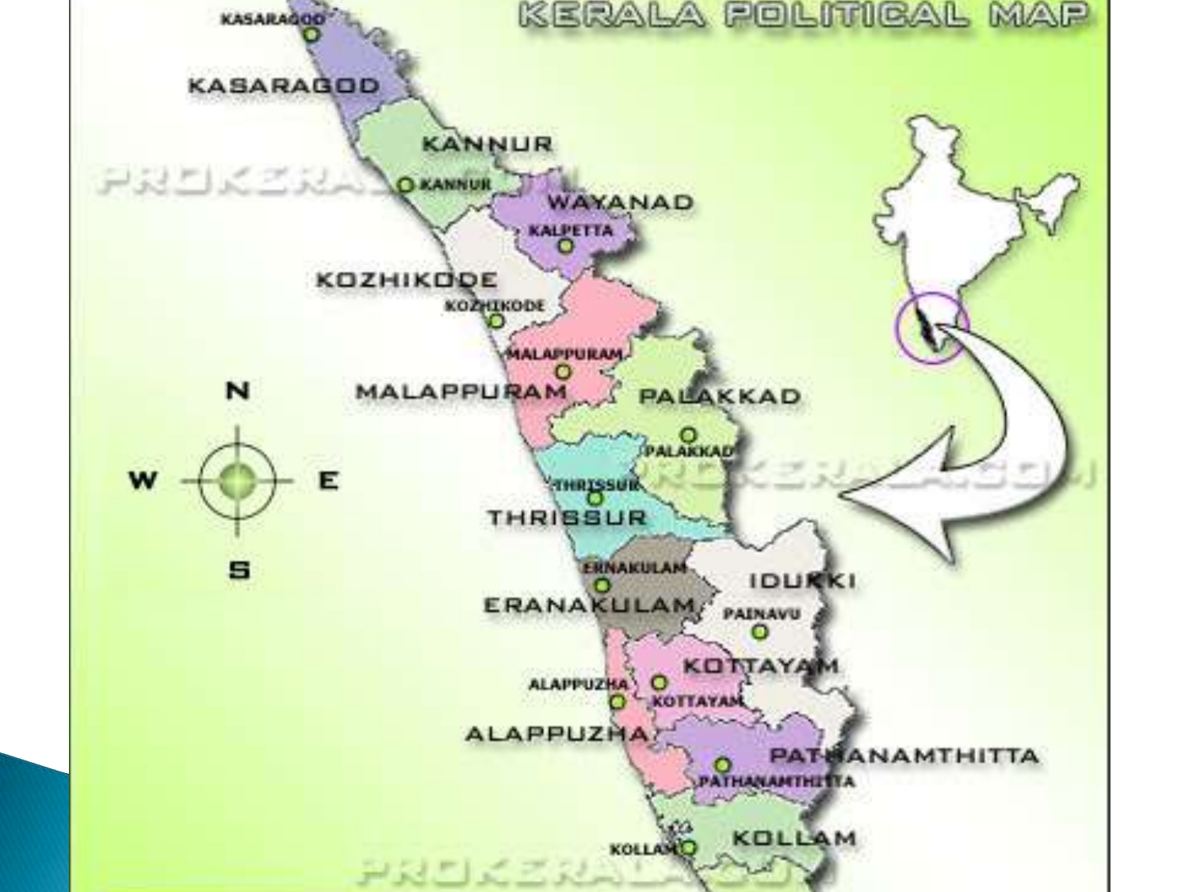# KERALA POLITICAL MAP

KASARAGOD

KASARAGOD

KANNUR

KANNUR

WAYANAD

KALPETTA

KOZHIKODE

KOZHIKODE

MALAPPURAM

MALAPPURAM

PALAKKAD

PALAKKAD

THRISSUR

THRISSUR

ERNAKULAM

ERANAKULAM

IDUKKI

PAINAVU

KOTTAYAM

ALAPPUZHA

KOTTAYAM

ALAPPUZHA

PATHANAMTHITTA

PATHANAMTHITTA

KOLLAM

KOLLAM

N

W

E

S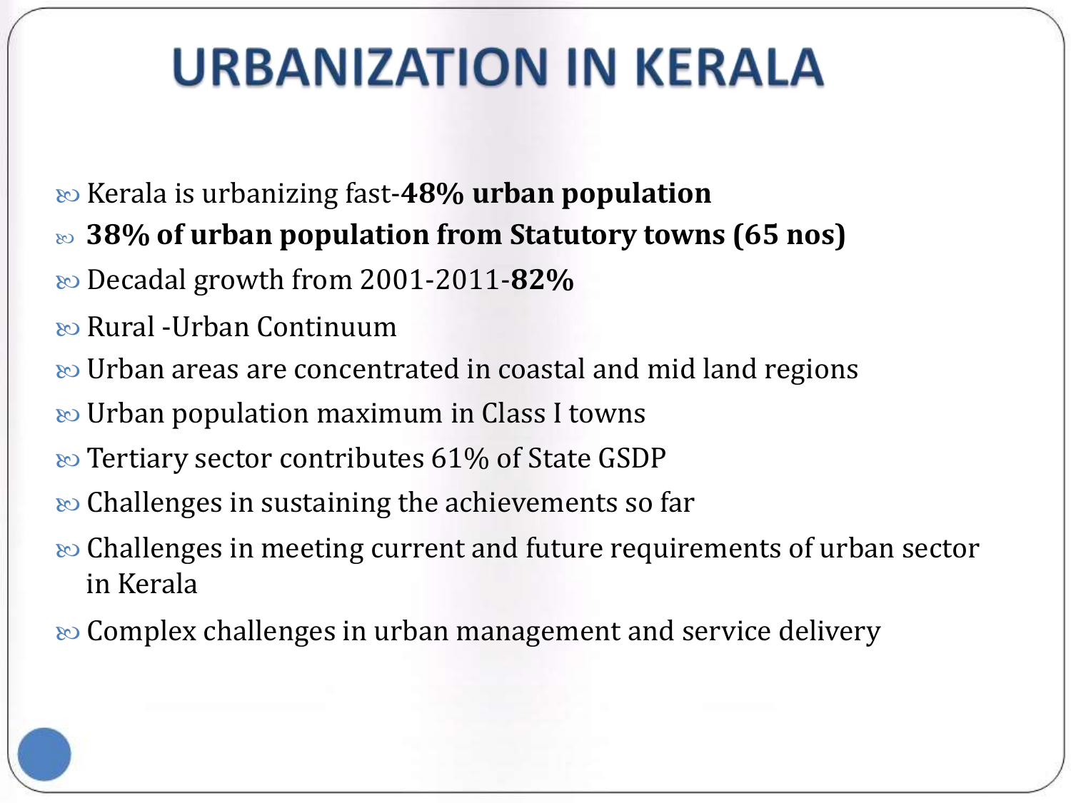# URBANIZATION IN KERALA

- Kerala is urbanizing fast-**48% urban population**
- **38% of urban population from Statutory towns (65 nos)**
- Decadal growth from 2001-2011-**82%**
- Rural -Urban Continuum
- Urban areas are concentrated in coastal and mid land regions
- Urban population maximum in Class I towns
- Tertiary sector contributes 61% of State GSDP
- Challenges in sustaining the achievements so far
- Challenges in meeting current and future requirements of urban sector in Kerala
- Complex challenges in urban management and service delivery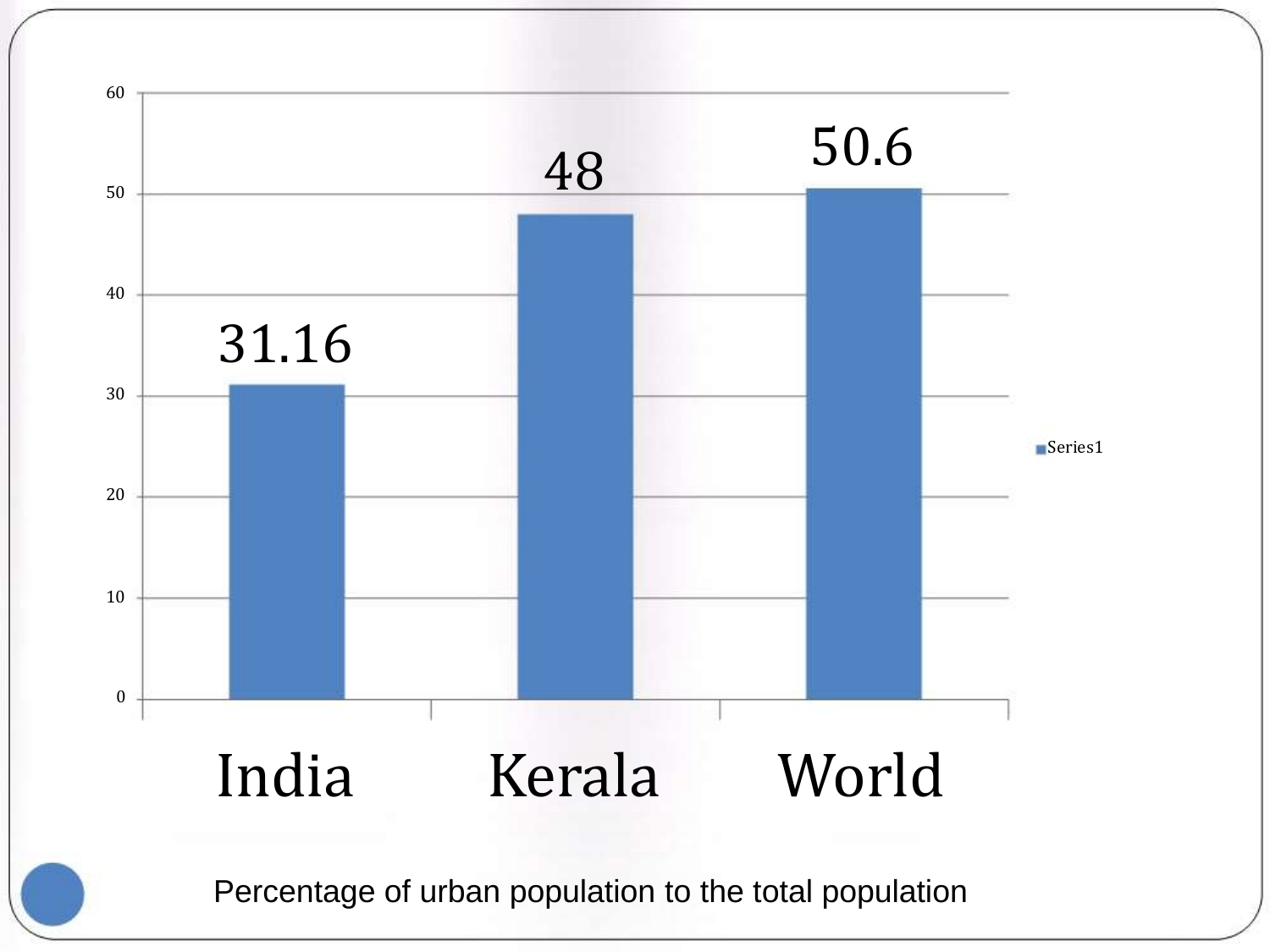| | India | Kerala | World |
|---|---|---|---|
| Series1 | 31.16 | 48 | 50.6 |

Percentage of urban population to the total population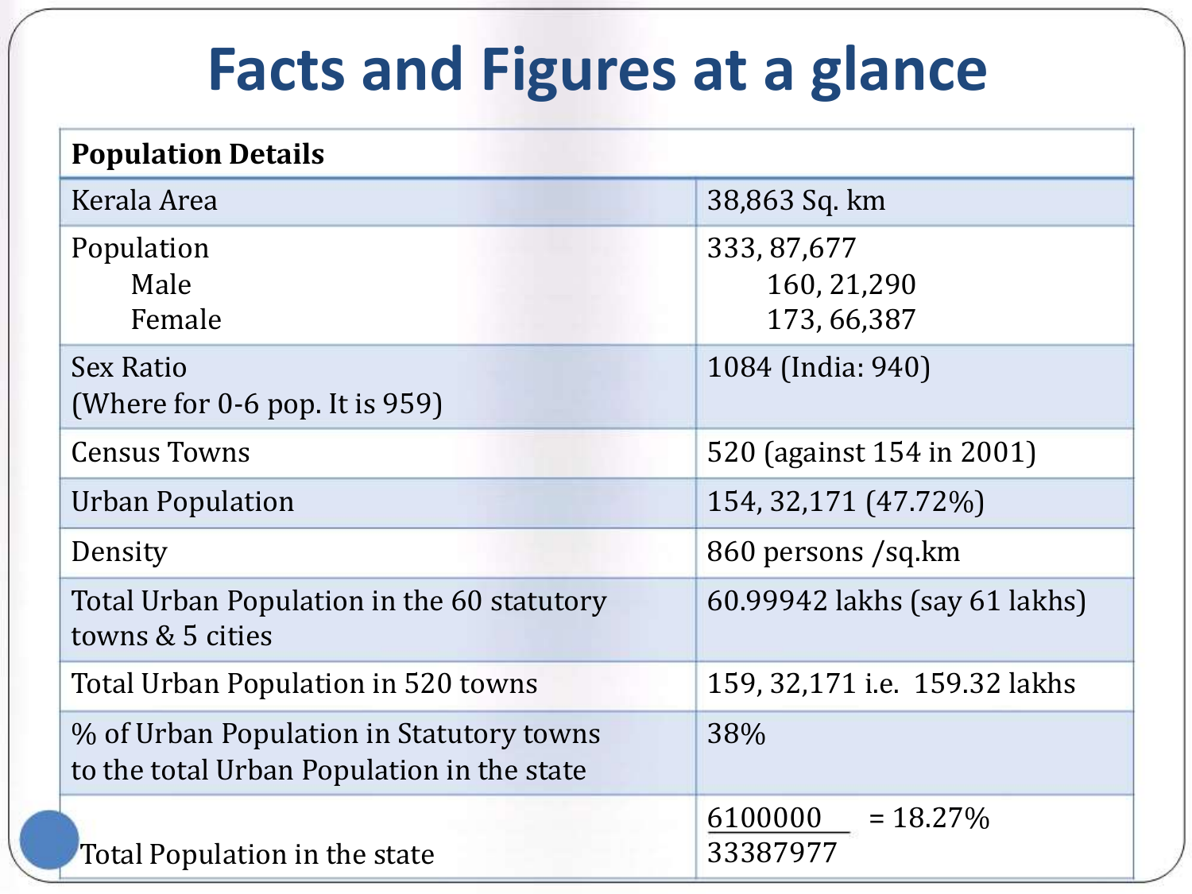# Facts and Figures at a glance

| Population Details | |
|---|---|
| Kerala Area | 38,863 Sq. km |
| Population<br>Male<br>Female | 333, 87,677<br>160, 21,290<br>173, 66,387 |
| Sex Ratio<br>(Where for 0-6 pop. It is 959) | 1084 (India: 940) |
| Census Towns | 520 (against 154 in 2001) |
| Urban Population | 154, 32,171 (47.72%) |
| Density | 860 persons /sq.km |
| Total Urban Population in the 60 statutory towns & 5 cities | 60.99942 lakhs (say 61 lakhs) |
| Total Urban Population in 520 towns | 159, 32,171 i.e. 159.32 lakhs |
| % of Urban Population in Statutory towns to the total Urban Population in the state | 38% |
| Total Population in the state | $\frac{6100000}{33387977}$ = 18.27% |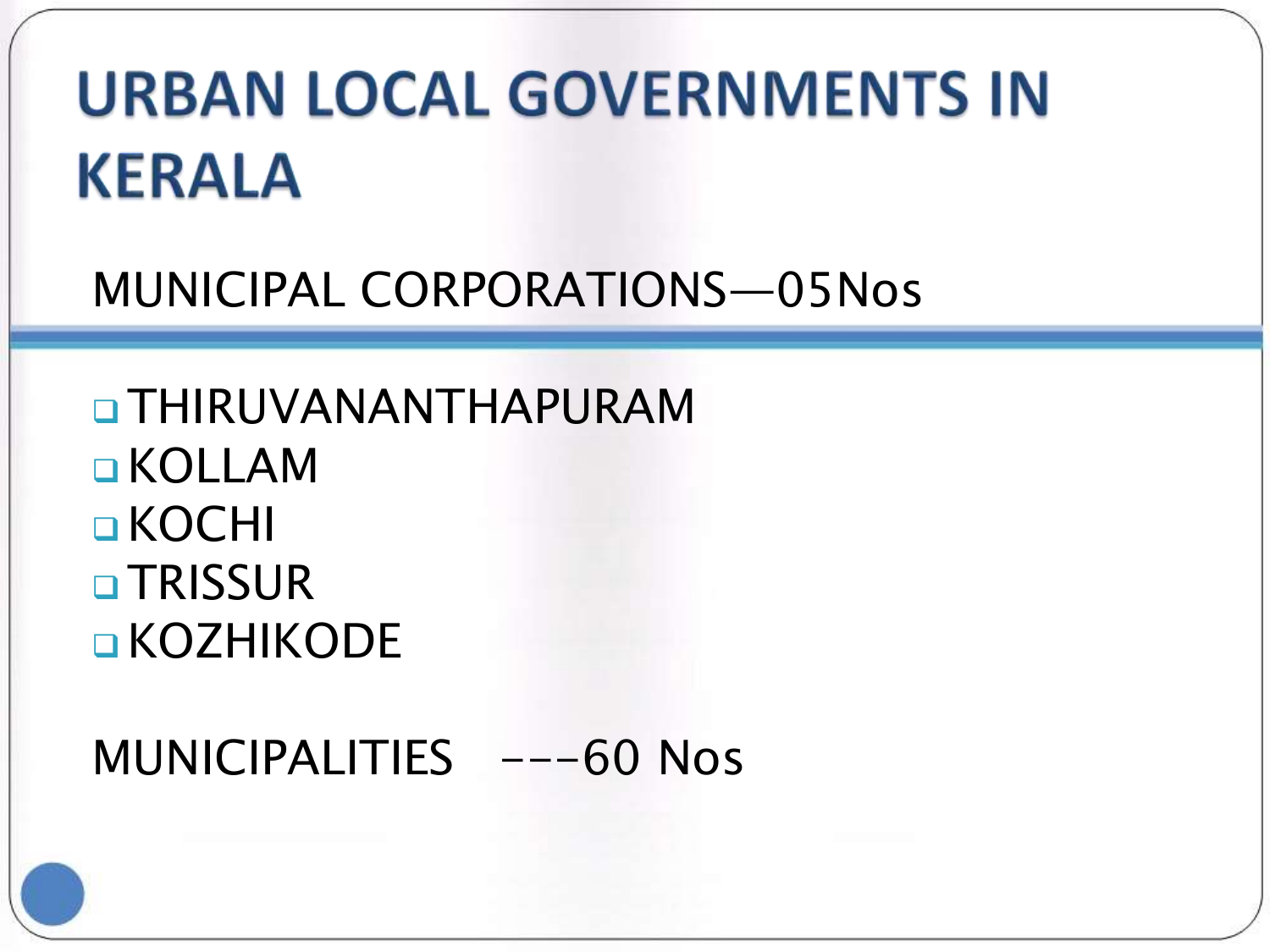# URBAN LOCAL GOVERNMENTS IN KERALA

MUNICIPAL CORPORATIONS—05Nos

- THIRUVANANTHAPURAM
- KOLLAM
- KOCHI
- TRISSUR
- KOZHIKODE

MUNICIPALITIES ---60 Nos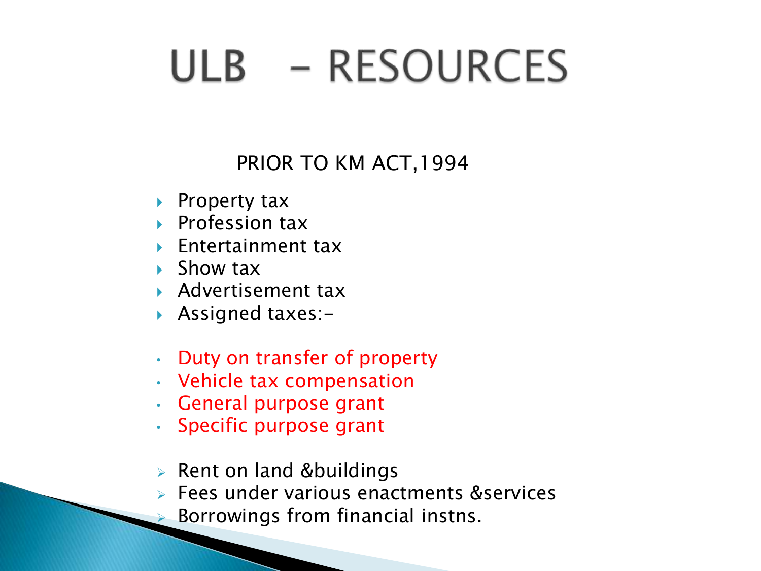# ULB – RESOURCES

PRIOR TO KM ACT,1994

- Property tax
- Profession tax
- Entertainment tax
- Show tax
- Advertisement tax
- Assigned taxes:-

- Duty on transfer of property
- Vehicle tax compensation
- General purpose grant
- Specific purpose grant

- Rent on land &buildings
- Fees under various enactments &services
- Borrowings from financial instns.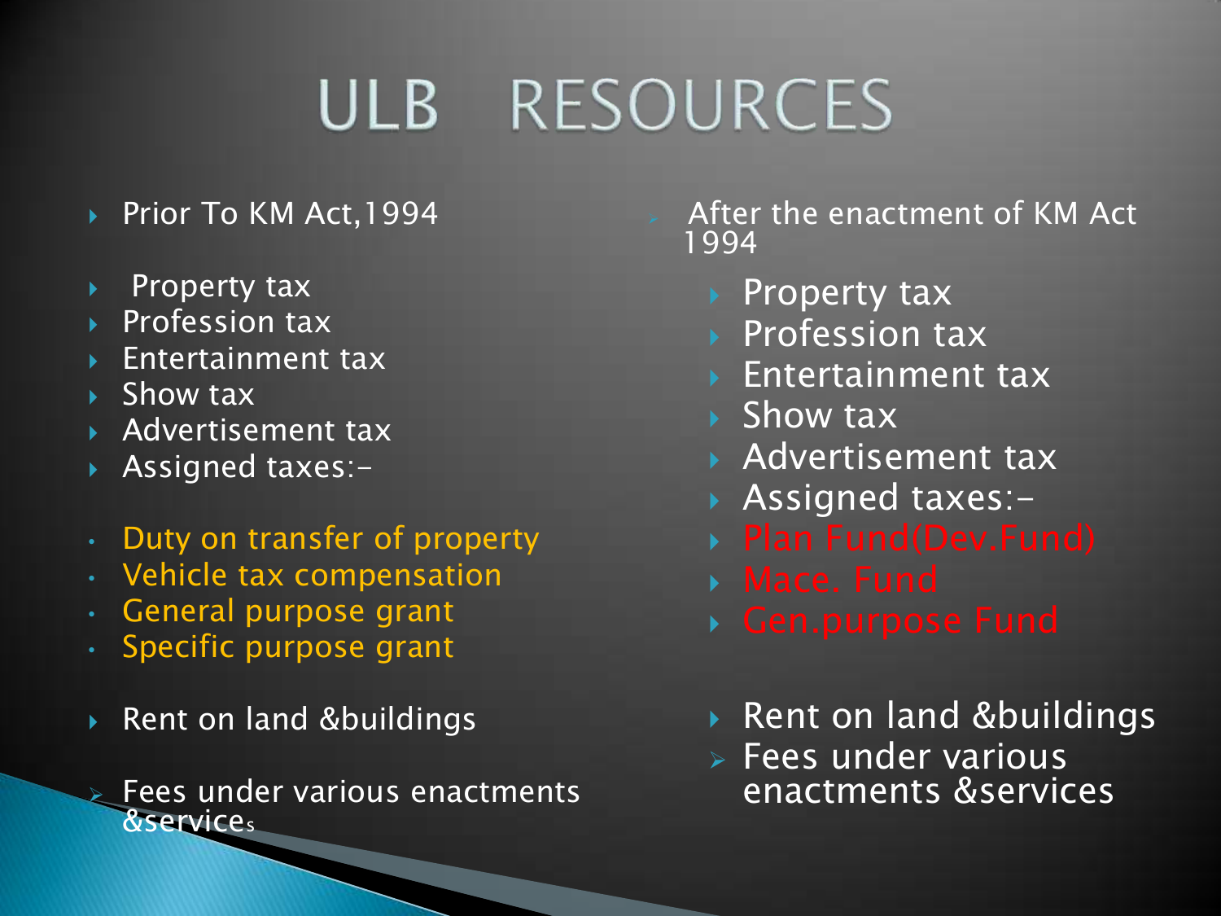# ULB RESOURCES

- Prior To KM Act,1994

- Property tax
- Profession tax
- Entertainment tax
- Show tax
- Advertisement tax
- Assigned taxes:-

  - Duty on transfer of property
  - Vehicle tax compensation
  - General purpose grant
  - Specific purpose grant

- Rent on land &buildings

- Fees under various enactments &services

- After the enactment of KM Act 1994

  - Property tax
  - Profession tax
  - Entertainment tax
  - Show tax
  - Advertisement tax
  - Assigned taxes:-
  - Plan Fund(Dev.Fund)
  - Mace. Fund
  - Gen.purpose Fund

  - Rent on land &buildings
  - Fees under various enactments &services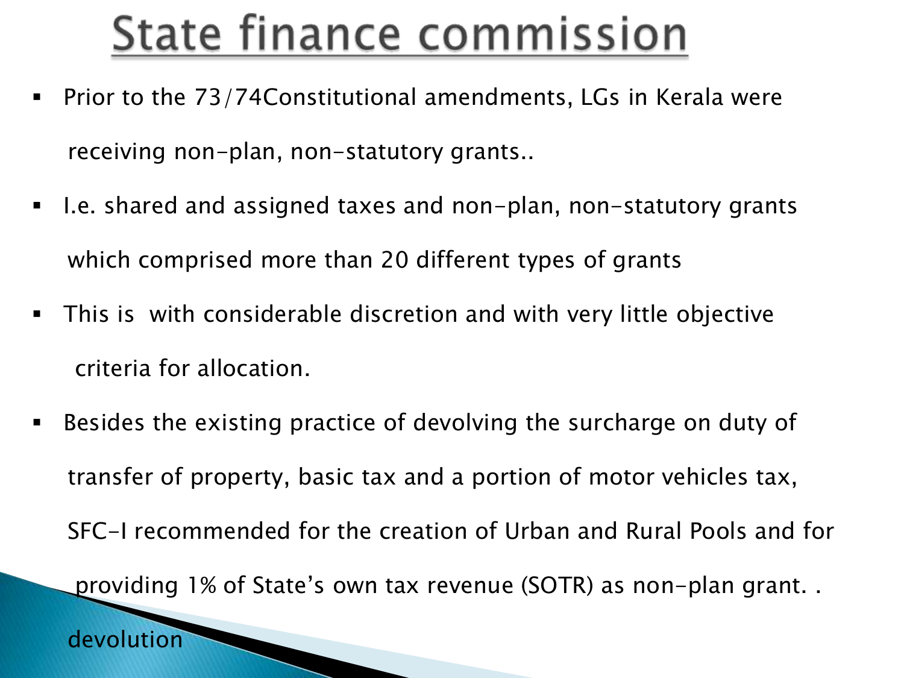# State finance commission

- Prior to the 73/74Constitutional amendments, LGs in Kerala were receiving non-plan, non-statutory grants..
- I.e. shared and assigned taxes and non-plan, non-statutory grants which comprised more than 20 different types of grants
- This is with considerable discretion and with very little objective criteria for allocation.
- Besides the existing practice of devolving the surcharge on duty of transfer of property, basic tax and a portion of motor vehicles tax, SFC-I recommended for the creation of Urban and Rural Pools and for providing 1% of State's own tax revenue (SOTR) as non-plan grant. .

devolution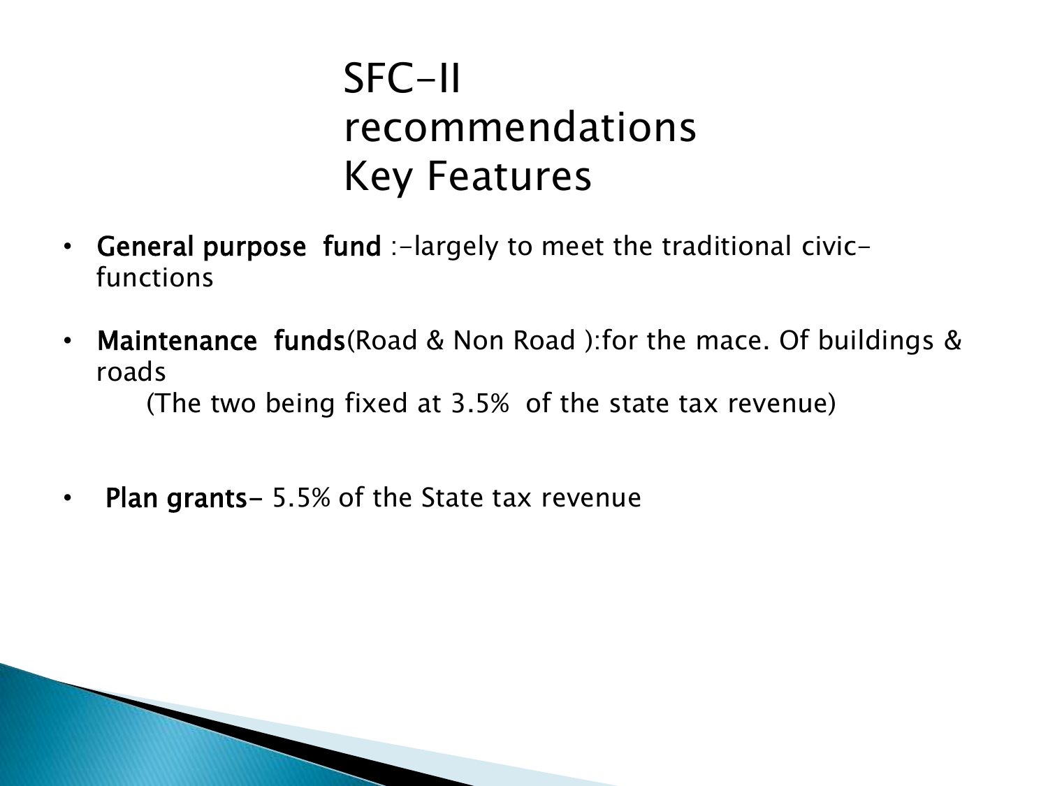# SFC-II recommendations Key Features

- **General purpose fund** :-largely to meet the traditional civic-functions
- **Maintenance funds**(Road & Non Road ):for the mace. Of buildings & roads
  
  (The two being fixed at 3.5% of the state tax revenue)

- **Plan grants-** 5.5% of the State tax revenue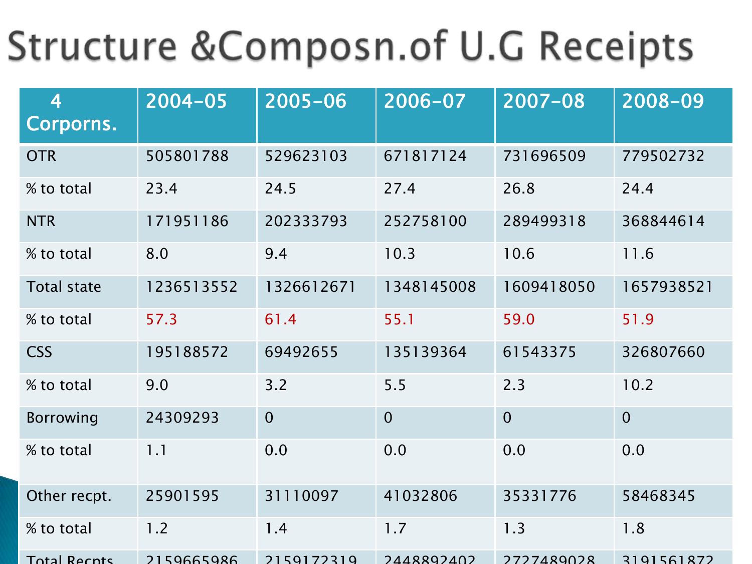# Structure &Composn.of U.G Receipts

| 4 Corporns. | 2004-05 | 2005-06 | 2006-07 | 2007-08 | 2008-09 |
|---|---|---|---|---|---|
| OTR | 505801788 | 529623103 | 671817124 | 731696509 | 779502732 |
| % to total | 23.4 | 24.5 | 27.4 | 26.8 | 24.4 |
| NTR | 171951186 | 202333793 | 252758100 | 289499318 | 368844614 |
| % to total | 8.0 | 9.4 | 10.3 | 10.6 | 11.6 |
| Total state | 1236513552 | 1326612671 | 1348145008 | 1609418050 | 1657938521 |
| % to total | 57.3 | 61.4 | 55.1 | 59.0 | 51.9 |
| CSS | 195188572 | 69492655 | 135139364 | 61543375 | 326807660 |
| % to total | 9.0 | 3.2 | 5.5 | 2.3 | 10.2 |
| Borrowing | 24309293 | 0 | 0 | 0 | 0 |
| % to total | 1.1 | 0.0 | 0.0 | 0.0 | 0.0 |
| Other recpt. | 25901595 | 31110097 | 41032806 | 35331776 | 58468345 |
| % to total | 1.2 | 1.4 | 1.7 | 1.3 | 1.8 |
| Total Recpts | 2159665986 | 2159172319 | 2448892402 | 2727489028 | 3191561872 |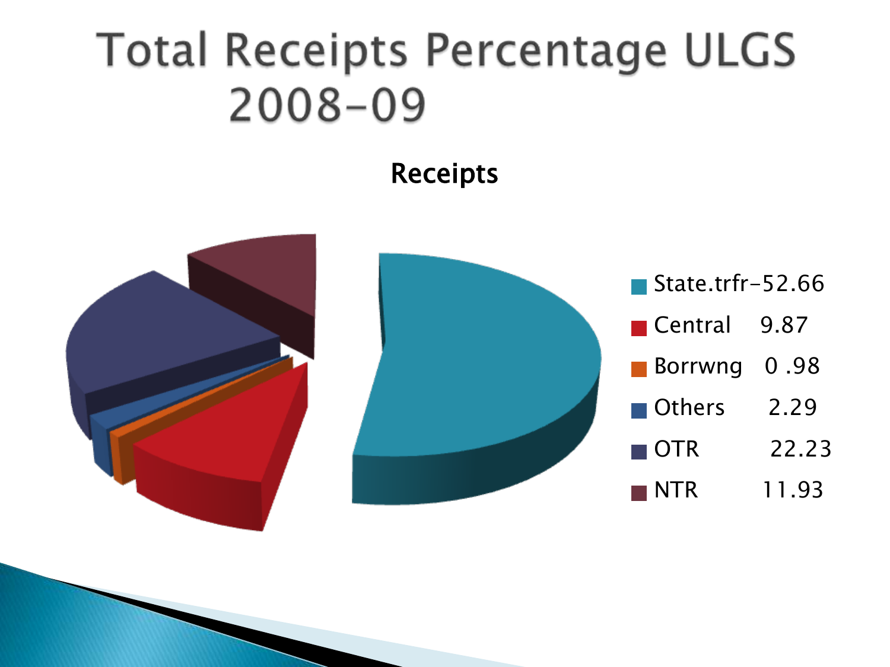# Total Receipts Percentage ULGS 2008-09

**Receipts**

- State.trfr-52.66
- Central 9.87
- Borrwng 0 .98
- Others 2.29
- OTR 22.23
- NTR 11.93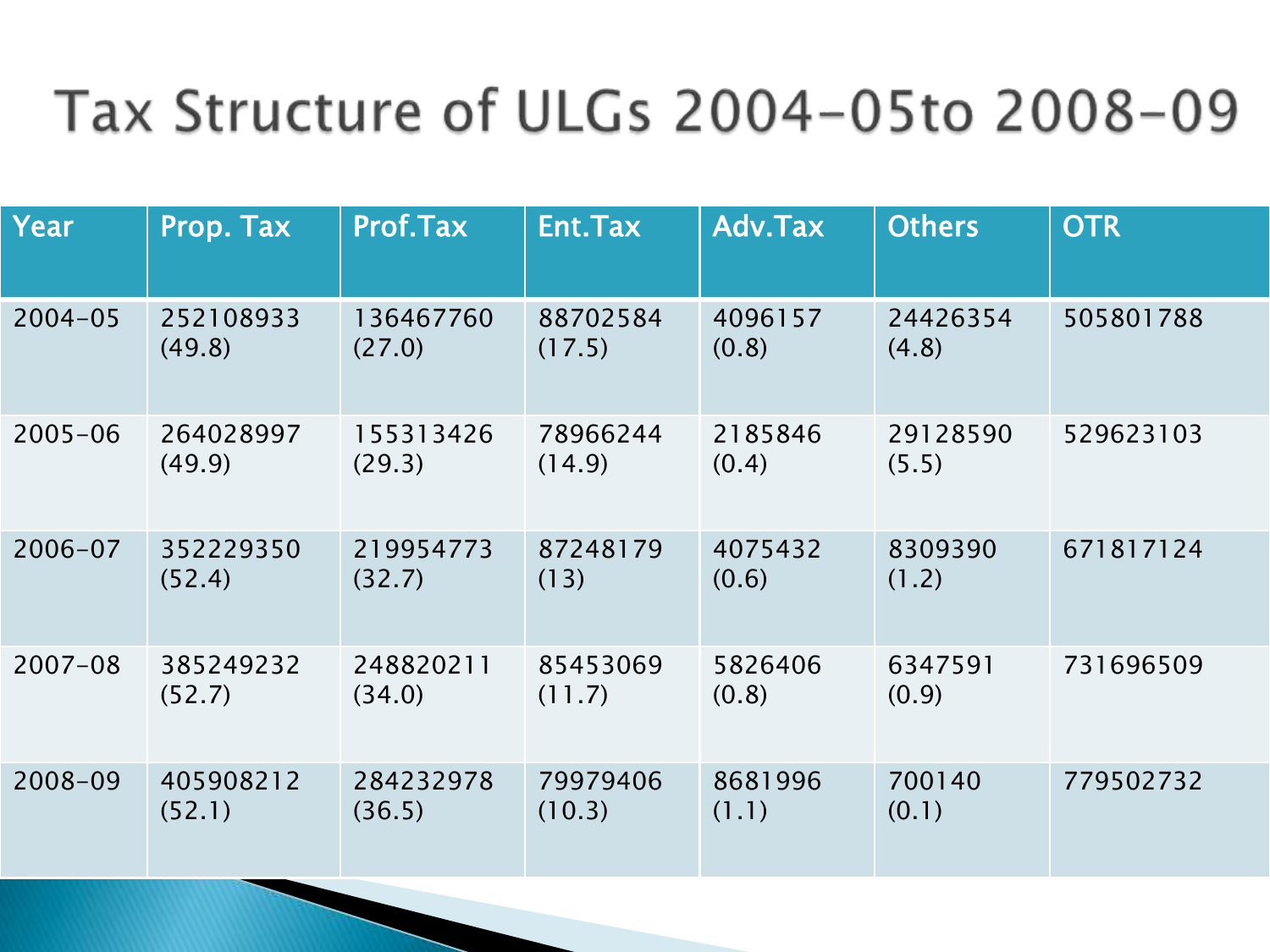# Tax Structure of ULGs 2004-05to 2008-09

| Year | Prop. Tax | Prof.Tax | Ent.Tax | Adv.Tax | Others | OTR |
|---|---|---|---|---|---|---|
| 2004-05 | 252108933 (49.8) | 136467760 (27.0) | 88702584 (17.5) | 4096157 (0.8) | 24426354 (4.8) | 505801788 |
| 2005-06 | 264028997 (49.9) | 155313426 (29.3) | 78966244 (14.9) | 2185846 (0.4) | 29128590 (5.5) | 529623103 |
| 2006-07 | 352229350 (52.4) | 219954773 (32.7) | 87248179 (13) | 4075432 (0.6) | 8309390 (1.2) | 671817124 |
| 2007-08 | 385249232 (52.7) | 248820211 (34.0) | 85453069 (11.7) | 5826406 (0.8) | 6347591 (0.9) | 731696509 |
| 2008-09 | 405908212 (52.1) | 284232978 (36.5) | 79979406 (10.3) | 8681996 (1.1) | 700140 (0.1) | 779502732 |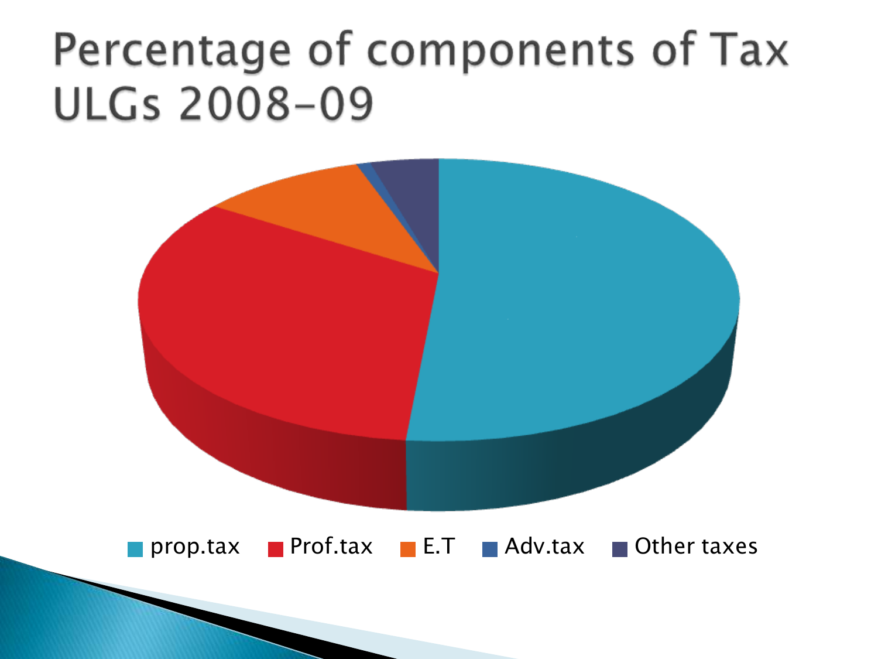# Percentage of components of Tax ULGs 2008-09

prop.tax   Prof.tax   E.T   Adv.tax   Other taxes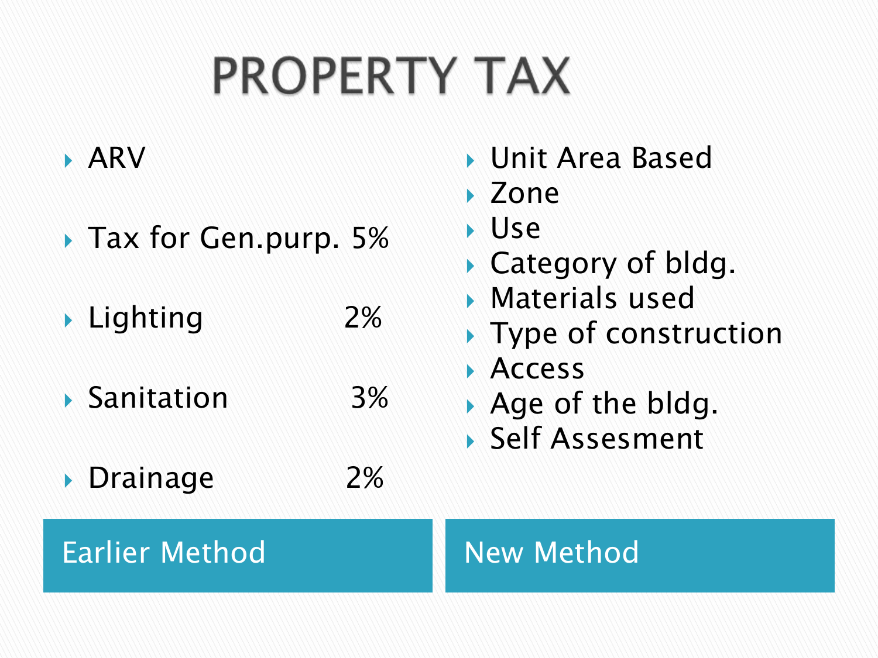# PROPERTY TAX

## Earlier Method

- ARV
- Tax for Gen.purp. 5%
- Lighting 2%
- Sanitation 3%
- Drainage 2%

## New Method

- Unit Area Based
- Zone
- Use
- Category of bldg.
- Materials used
- Type of construction
- Access
- Age of the bldg.
- Self Assesment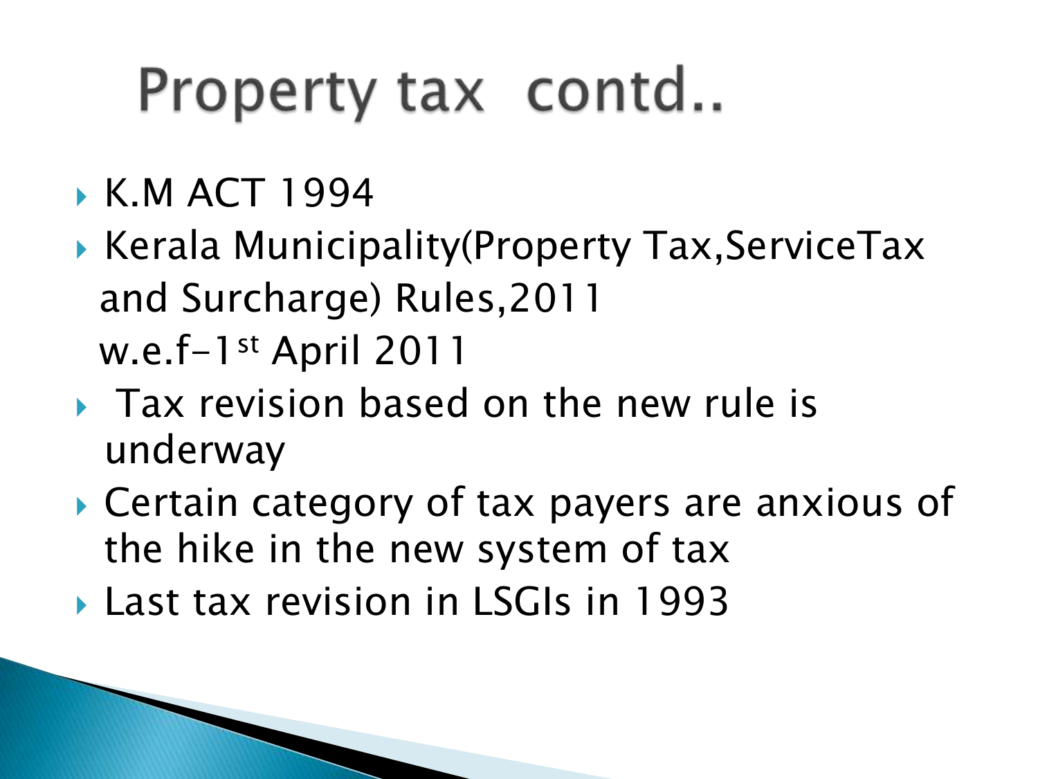# Property tax contd..

- K.M ACT 1994
- Kerala Municipality(Property Tax,ServiceTax and Surcharge) Rules,2011
  w.e.f-1st April 2011
- Tax revision based on the new rule is underway
- Certain category of tax payers are anxious of the hike in the new system of tax
- Last tax revision in LSGIs in 1993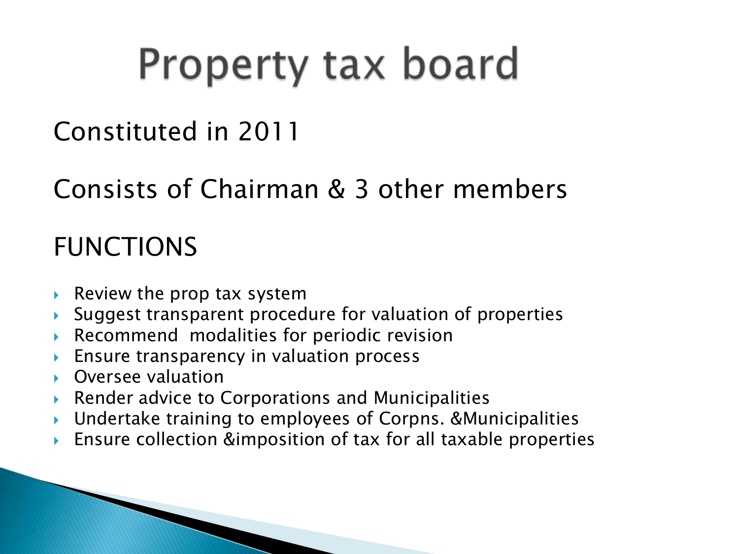# Property tax board

Constituted in 2011

Consists of Chairman & 3 other members

## FUNCTIONS

- Review the prop tax system
- Suggest transparent procedure for valuation of properties
- Recommend modalities for periodic revision
- Ensure transparency in valuation process
- Oversee valuation
- Render advice to Corporations and Municipalities
- Undertake training to employees of Corpns. &Municipalities
- Ensure collection &imposition of tax for all taxable properties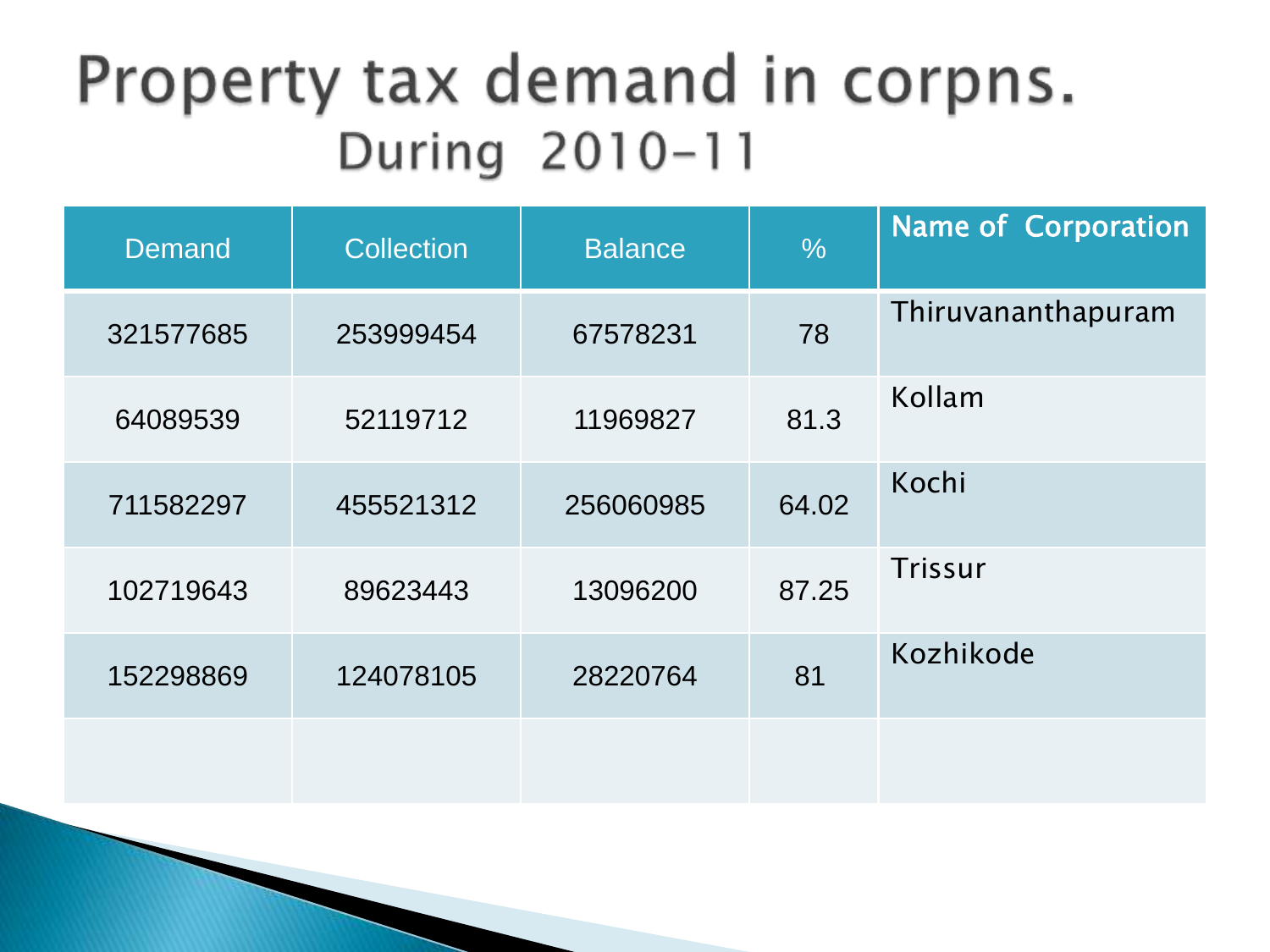# Property tax demand in corpns.

## During 2010-11

| Demand | Collection | Balance | % | Name of Corporation |
|---|---|---|---|---|
| 321577685 | 253999454 | 67578231 | 78 | Thiruvananthapuram |
| 64089539 | 52119712 | 11969827 | 81.3 | Kollam |
| 711582297 | 455521312 | 256060985 | 64.02 | Kochi |
| 102719643 | 89623443 | 13096200 | 87.25 | Trissur |
| 152298869 | 124078105 | 28220764 | 81 | Kozhikode |
| | | | | |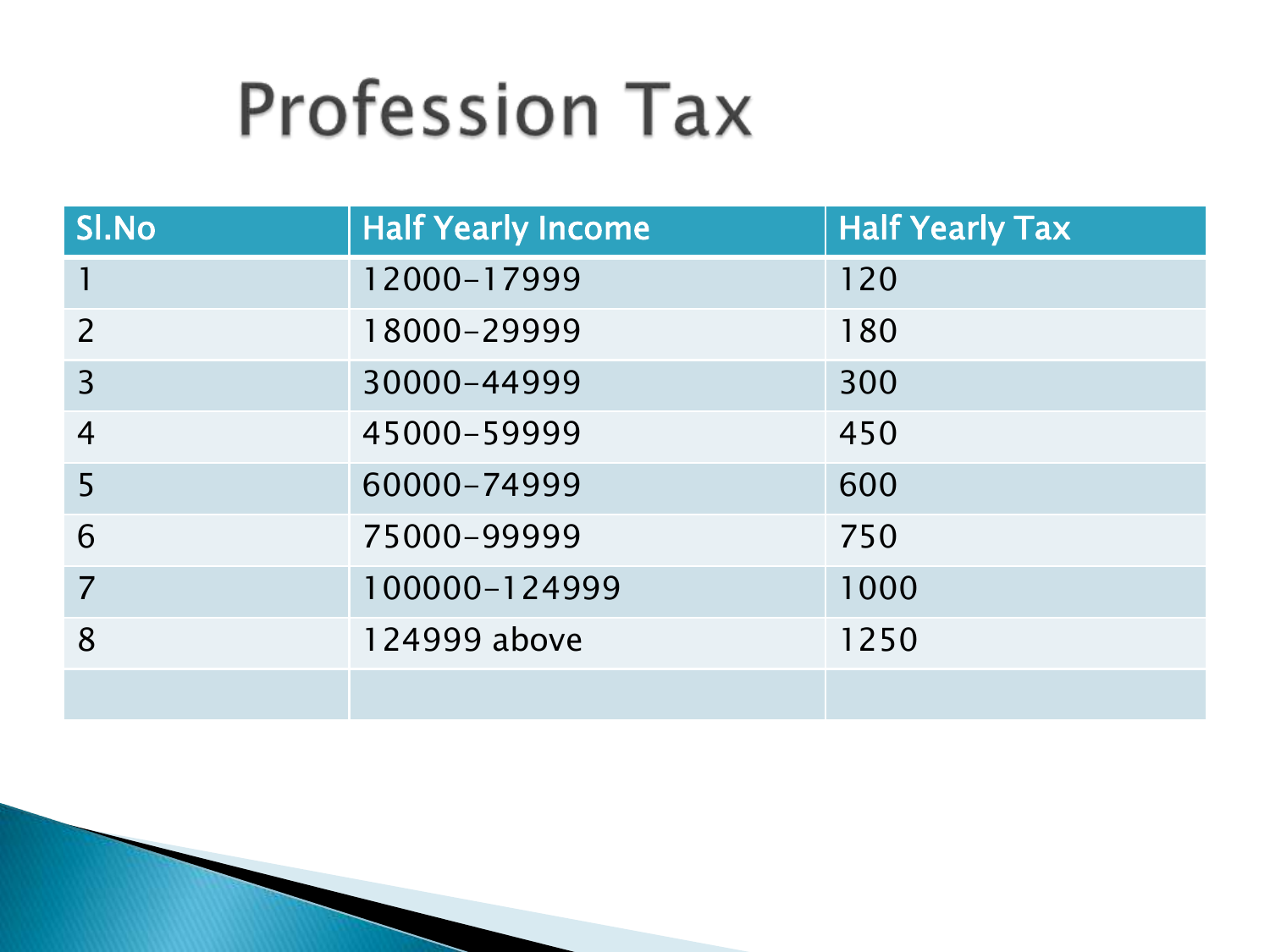# Profession Tax

| Sl.No | Half Yearly Income | Half Yearly Tax |
|---|---|---|
| 1 | 12000-17999 | 120 |
| 2 | 18000-29999 | 180 |
| 3 | 30000-44999 | 300 |
| 4 | 45000-59999 | 450 |
| 5 | 60000-74999 | 600 |
| 6 | 75000-99999 | 750 |
| 7 | 100000-124999 | 1000 |
| 8 | 124999 above | 1250 |
| | | |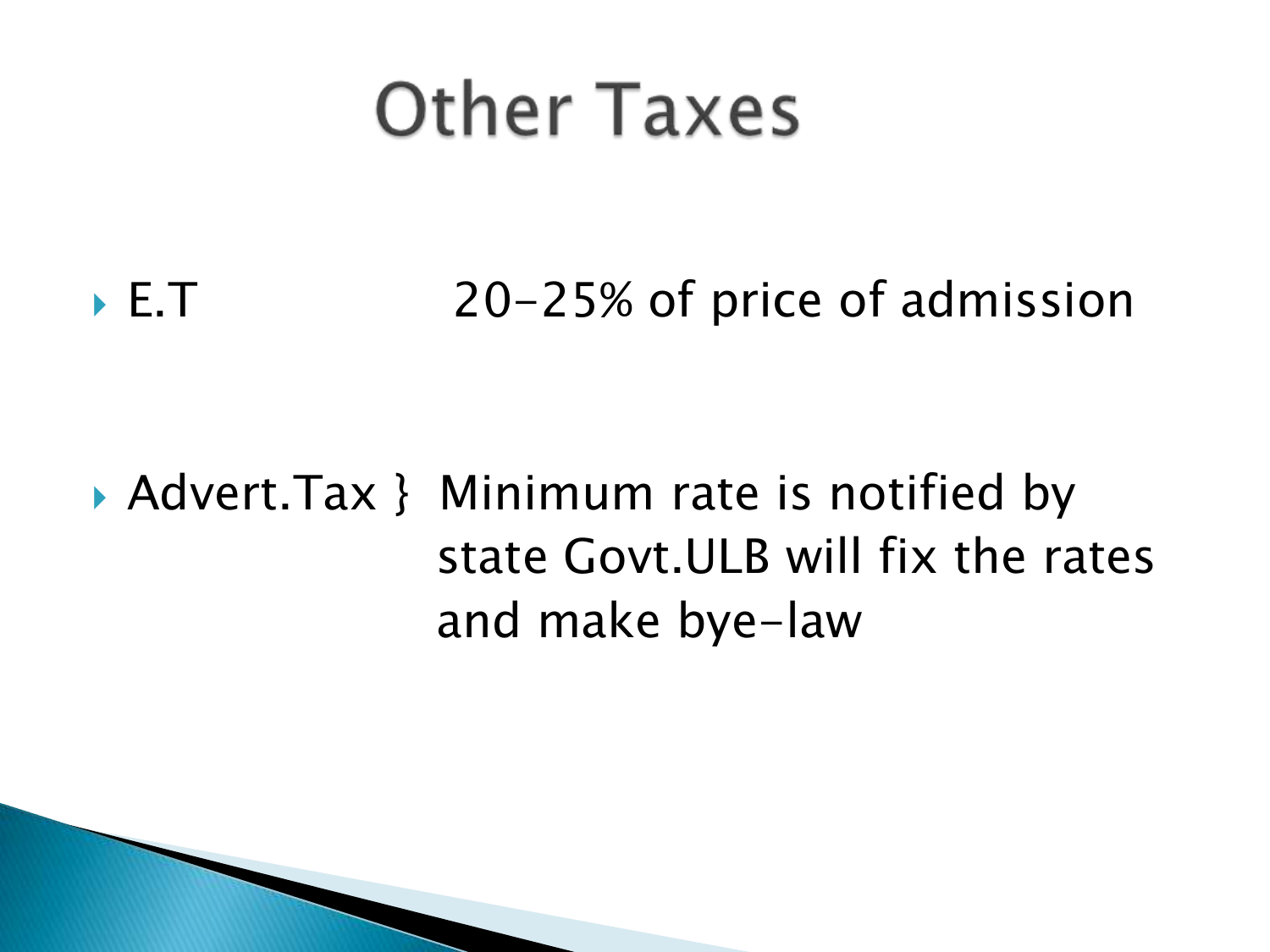# Other Taxes

- E.T 20-25% of price of admission

- Advert.Tax } Minimum rate is notified by state Govt.ULB will fix the rates and make bye-law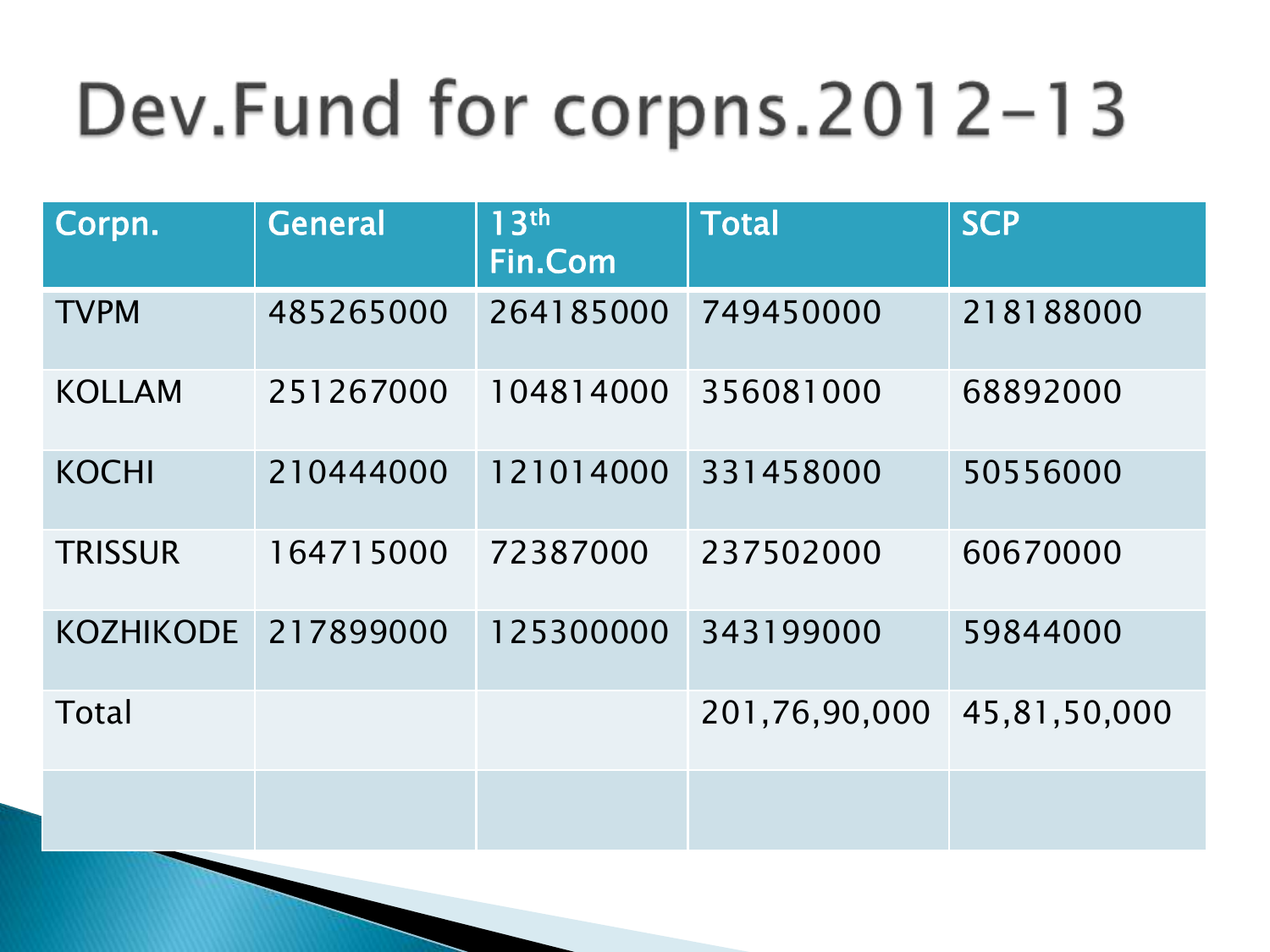# Dev.Fund for corpns.2012-13

| Corpn. | General | 13th Fin.Com | Total | SCP |
|---|---|---|---|---|
| TVPM | 485265000 | 264185000 | 749450000 | 218188000 |
| KOLLAM | 251267000 | 104814000 | 356081000 | 68892000 |
| KOCHI | 210444000 | 121014000 | 331458000 | 50556000 |
| TRISSUR | 164715000 | 72387000 | 237502000 | 60670000 |
| KOZHIKODE | 217899000 | 125300000 | 343199000 | 59844000 |
| Total | | | 201,76,90,000 | 45,81,50,000 |
| | | | | |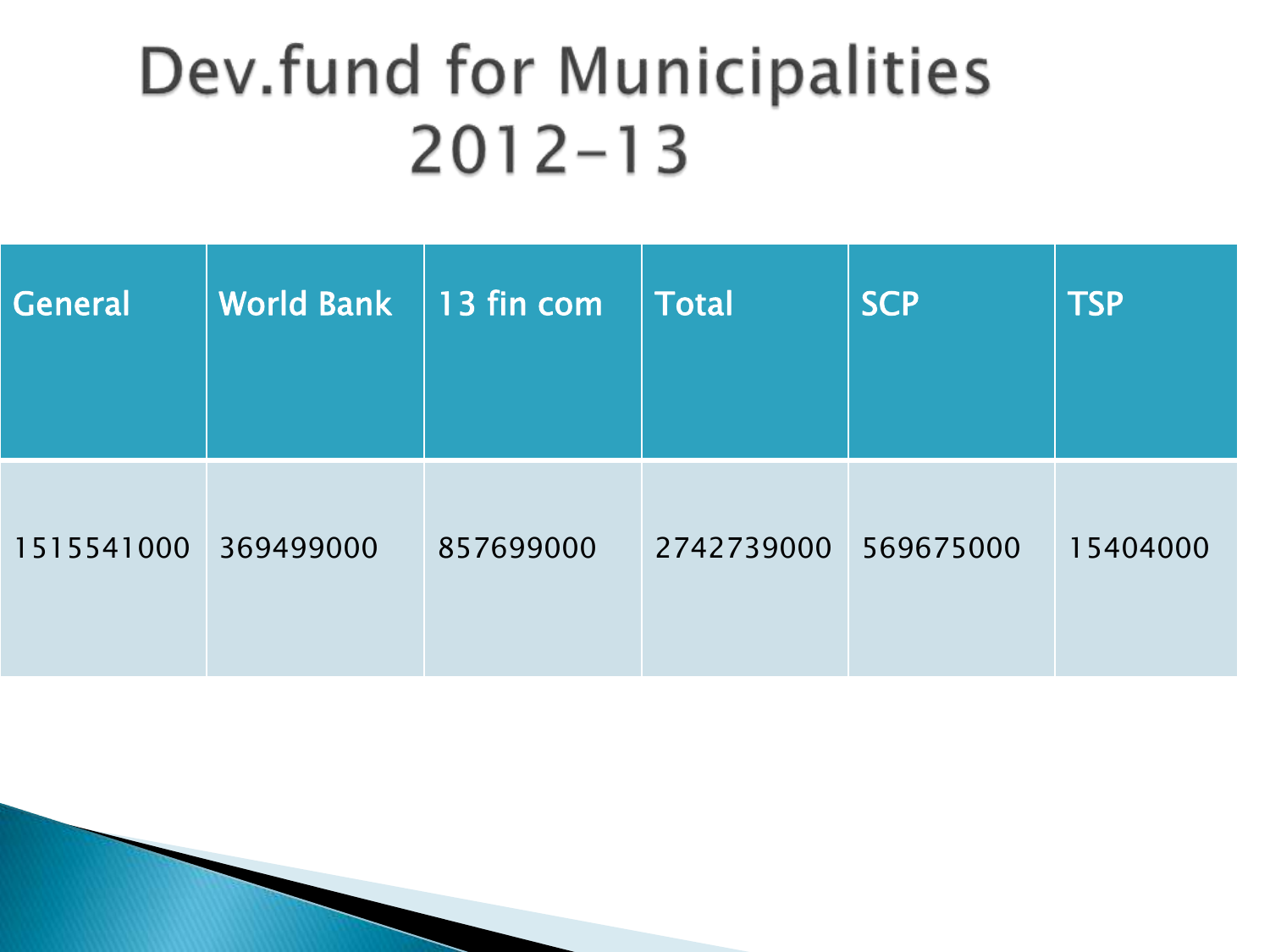# Dev.fund for Municipalities 2012-13

| General | World Bank | 13 fin com | Total | SCP | TSP |
|---|---|---|---|---|---|
| 1515541000 | 369499000 | 857699000 | 2742739000 | 569675000 | 15404000 |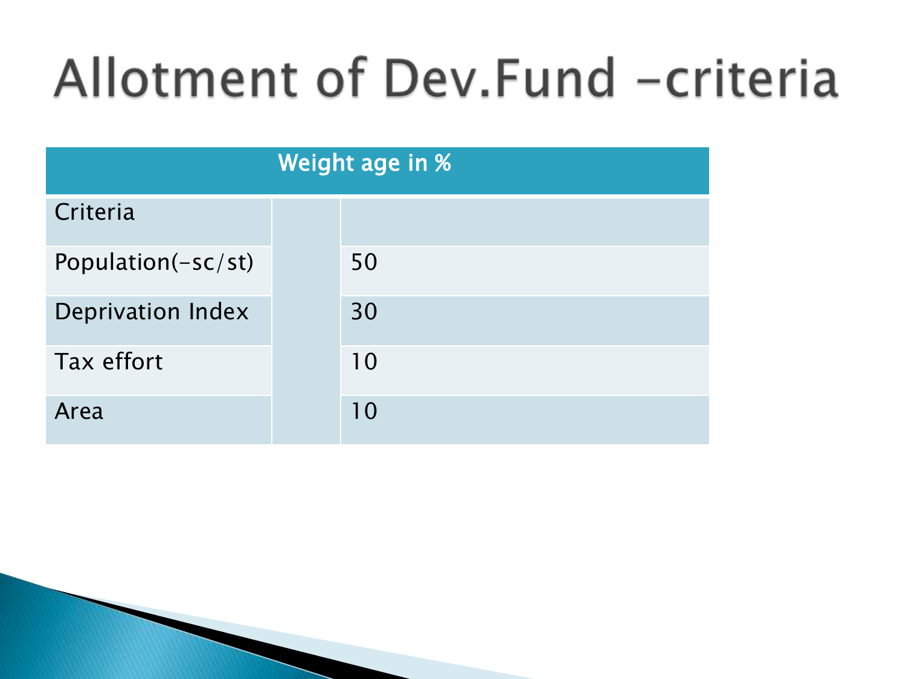# Allotment of Dev.Fund –criteria

| Weight age in % | | |
|---|---|---|
| Criteria | | |
| Population(–sc/st) | | 50 |
| Deprivation Index | | 30 |
| Tax effort | | 10 |
| Area | | 10 |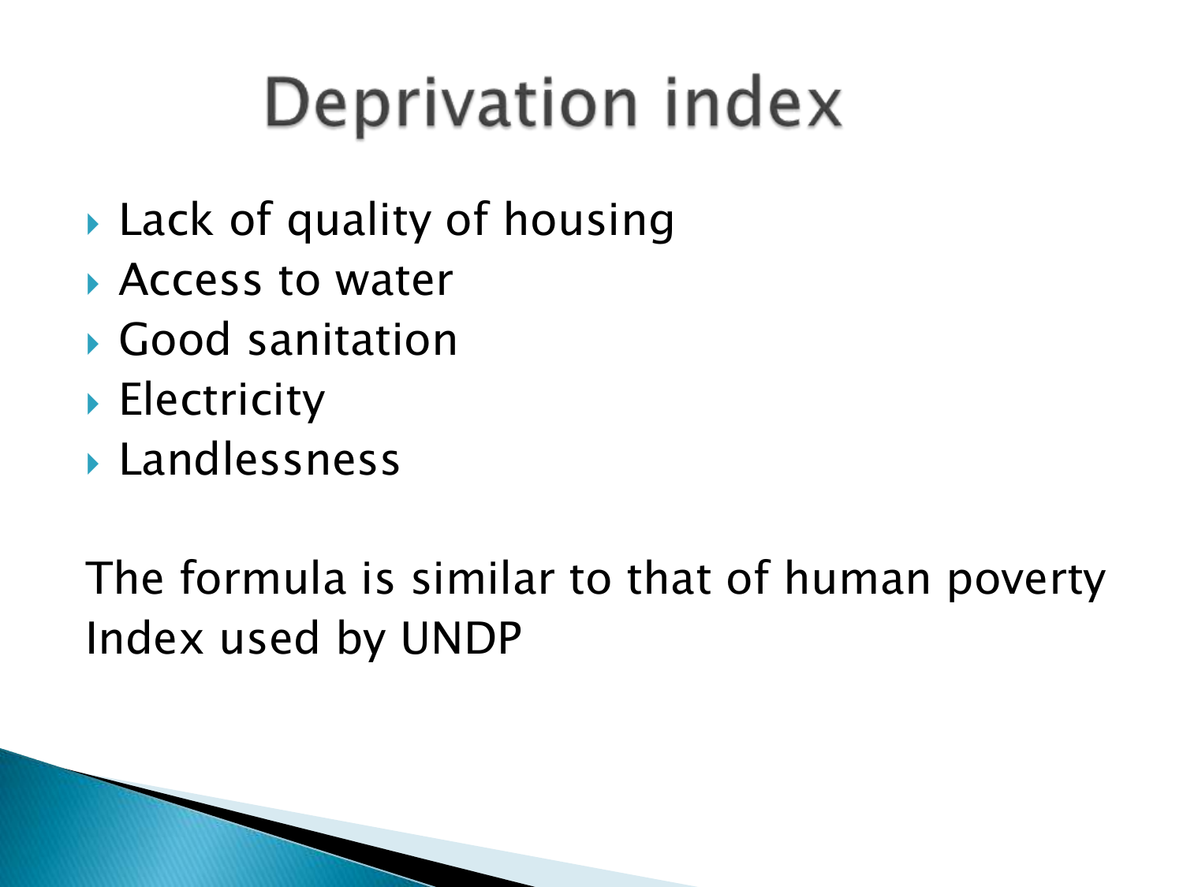# Deprivation index

- Lack of quality of housing
- Access to water
- Good sanitation
- Electricity
- Landlessness

The formula is similar to that of human poverty Index used by UNDP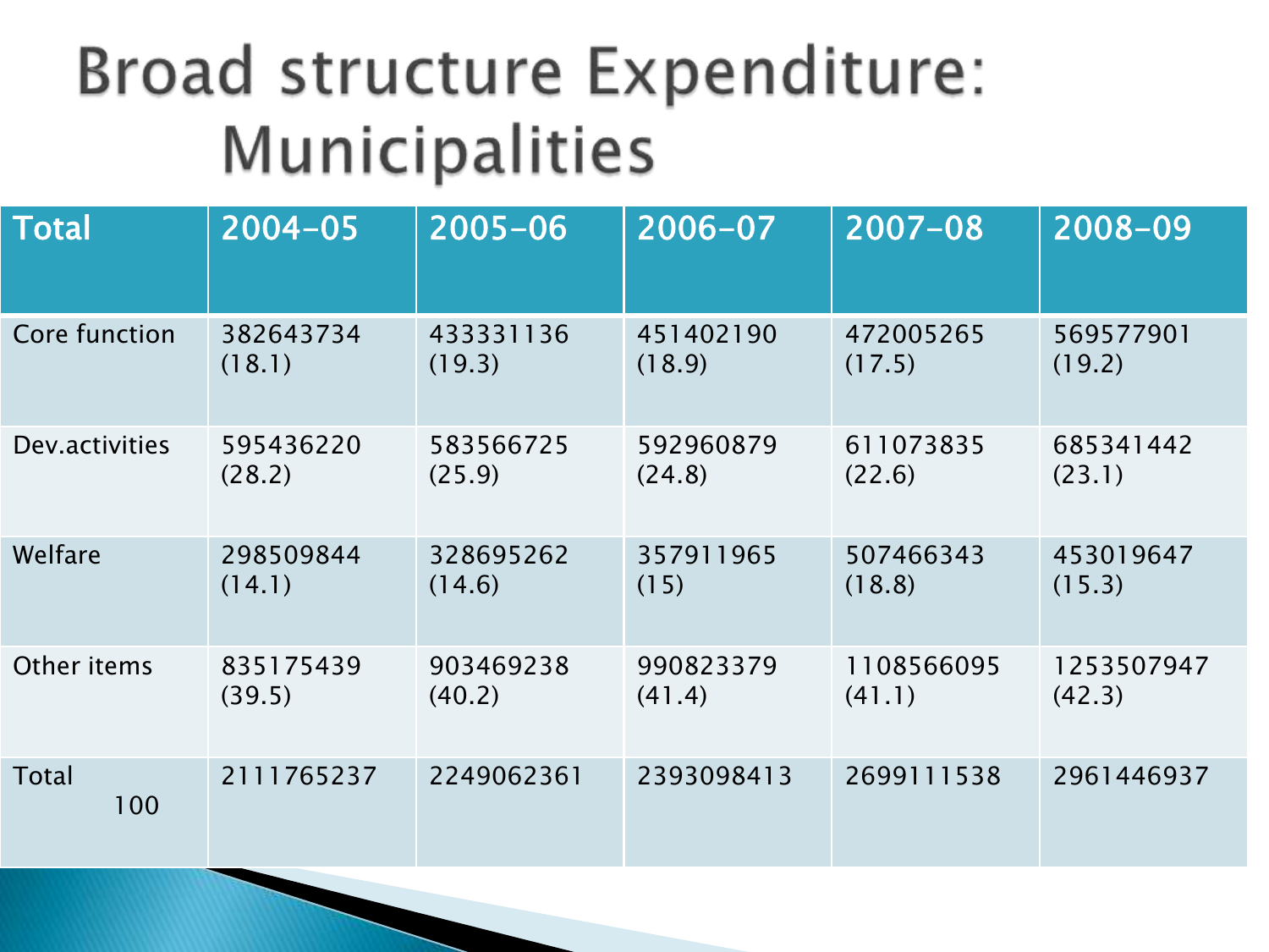# Broad structure Expenditure: Municipalities

| Total | 2004-05 | 2005-06 | 2006-07 | 2007-08 | 2008-09 |
|---|---|---|---|---|---|
| Core function | 382643734 (18.1) | 433331136 (19.3) | 451402190 (18.9) | 472005265 (17.5) | 569577901 (19.2) |
| Dev.activities | 595436220 (28.2) | 583566725 (25.9) | 592960879 (24.8) | 611073835 (22.6) | 685341442 (23.1) |
| Welfare | 298509844 (14.1) | 328695262 (14.6) | 357911965 (15) | 507466343 (18.8) | 453019647 (15.3) |
| Other items | 835175439 (39.5) | 903469238 (40.2) | 990823379 (41.4) | 1108566095 (41.1) | 1253507947 (42.3) |
| Total 100 | 2111765237 | 2249062361 | 2393098413 | 2699111538 | 2961446937 |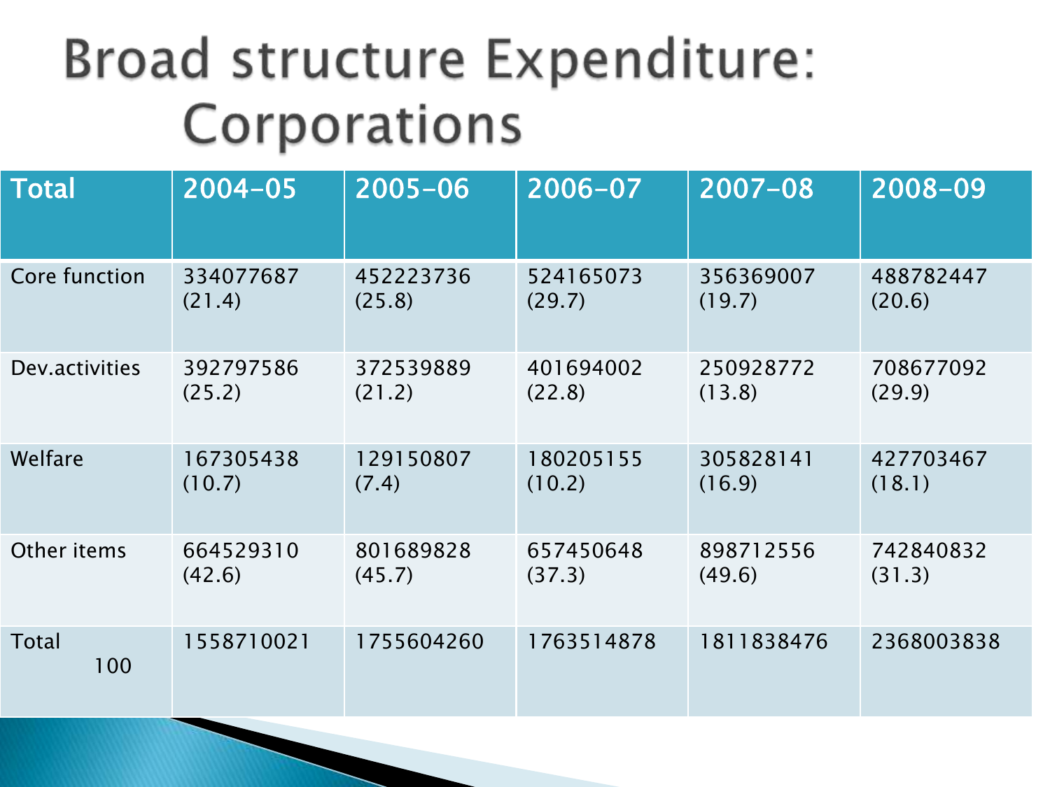# Broad structure Expenditure: Corporations

| Total | 2004-05 | 2005-06 | 2006-07 | 2007-08 | 2008-09 |
|---|---|---|---|---|---|
| Core function | 334077687 (21.4) | 452223736 (25.8) | 524165073 (29.7) | 356369007 (19.7) | 488782447 (20.6) |
| Dev.activities | 392797586 (25.2) | 372539889 (21.2) | 401694002 (22.8) | 250928772 (13.8) | 708677092 (29.9) |
| Welfare | 167305438 (10.7) | 129150807 (7.4) | 180205155 (10.2) | 305828141 (16.9) | 427703467 (18.1) |
| Other items | 664529310 (42.6) | 801689828 (45.7) | 657450648 (37.3) | 898712556 (49.6) | 742840832 (31.3) |
| Total 100 | 1558710021 | 1755604260 | 1763514878 | 1811838476 | 2368003838 |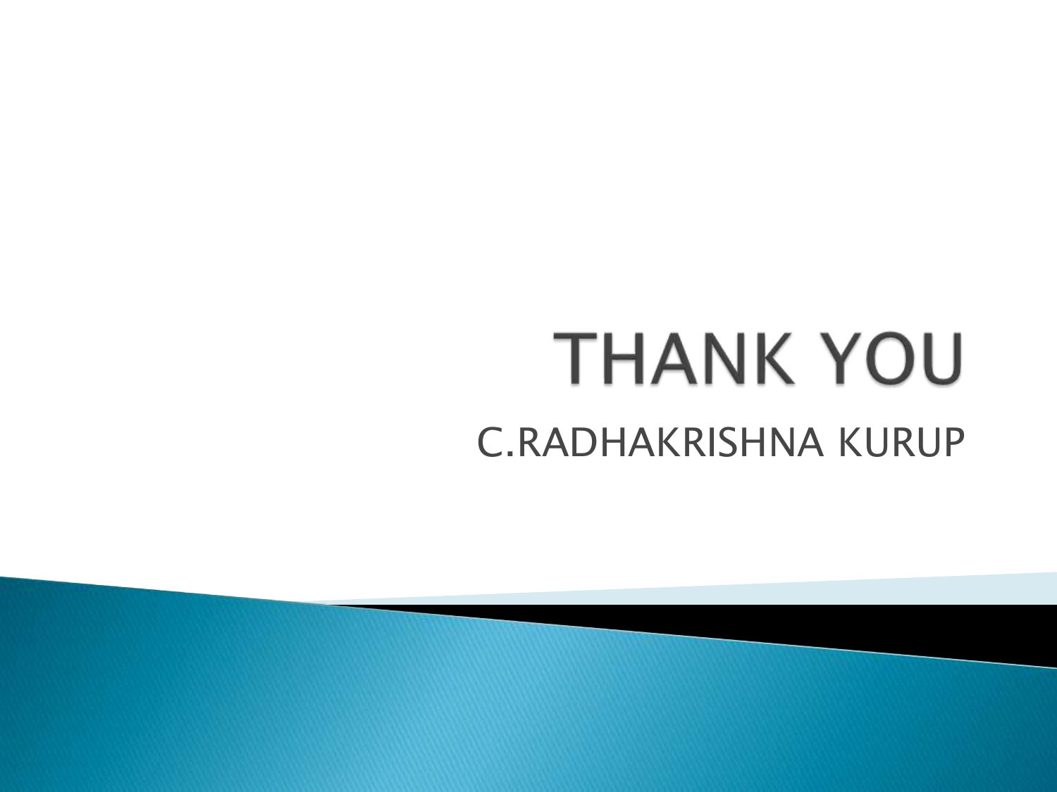# THANK YOU

C.RADHAKRISHNA KURUP